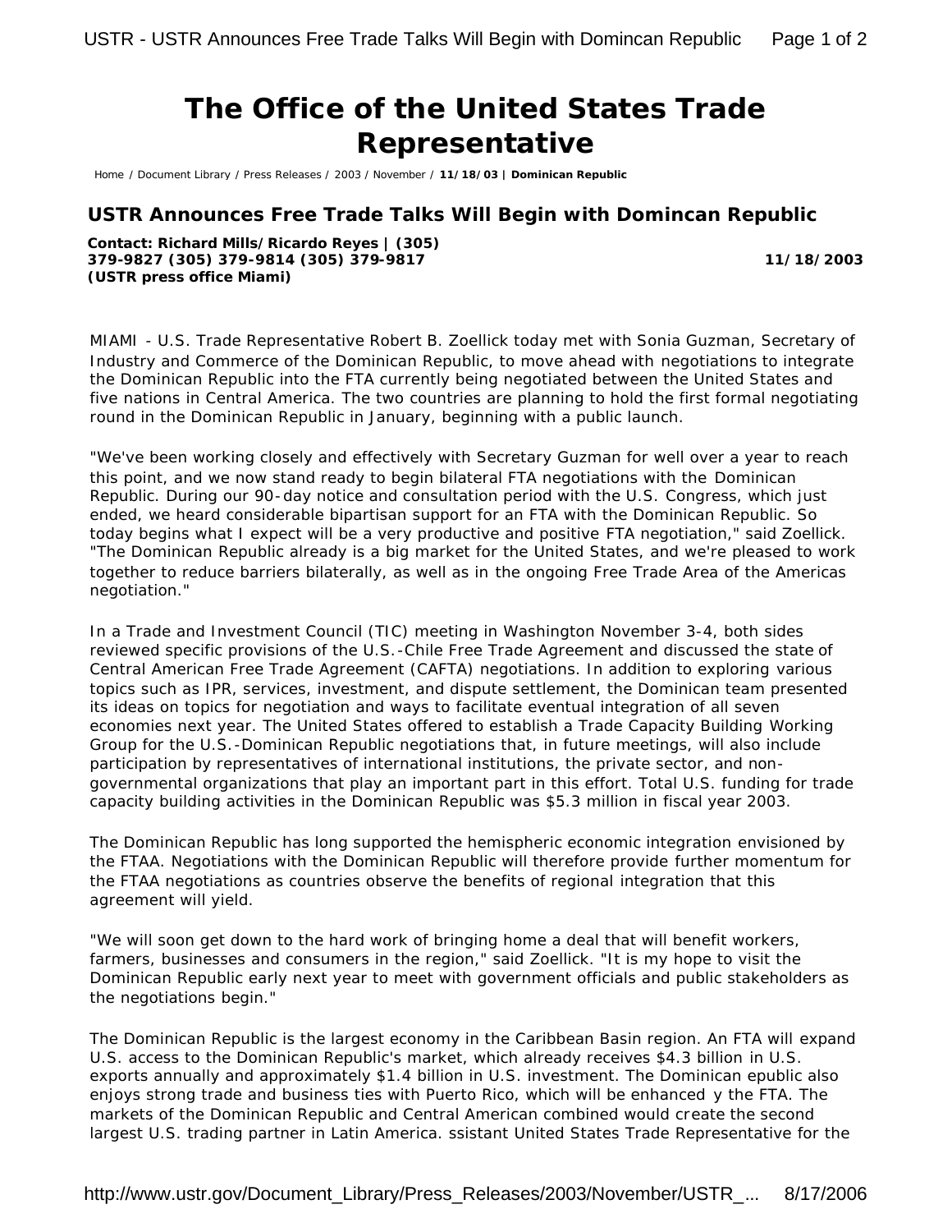# The Office of the United States Trade Representative

Home / Document Library / Press Releases / 2003 / November / **11/18/03 | Dominican Republic**

## USTR Announces Free Trade Talks Will Begin with Domincan Republic

**Contact: Richard Mills/Ricardo Reyes | (305) 379-9827 (305) 379-9814 (305) 379-9817**
**(USTR press office Miami)**

**11/18/2003**

MIAMI - U.S. Trade Representative Robert B. Zoellick today met with Sonia Guzman, Secretary of Industry and Commerce of the Dominican Republic, to move ahead with negotiations to integrate the Dominican Republic into the FTA currently being negotiated between the United States and five nations in Central America. The two countries are planning to hold the first formal negotiating round in the Dominican Republic in January, beginning with a public launch.

"We've been working closely and effectively with Secretary Guzman for well over a year to reach this point, and we now stand ready to begin bilateral FTA negotiations with the Dominican Republic. During our 90-day notice and consultation period with the U.S. Congress, which just ended, we heard considerable bipartisan support for an FTA with the Dominican Republic. So today begins what I expect will be a very productive and positive FTA negotiation," said Zoellick. "The Dominican Republic already is a big market for the United States, and we're pleased to work together to reduce barriers bilaterally, as well as in the ongoing Free Trade Area of the Americas negotiation."

In a Trade and Investment Council (TIC) meeting in Washington November 3-4, both sides reviewed specific provisions of the U.S.-Chile Free Trade Agreement and discussed the state of Central American Free Trade Agreement (CAFTA) negotiations. In addition to exploring various topics such as IPR, services, investment, and dispute settlement, the Dominican team presented its ideas on topics for negotiation and ways to facilitate eventual integration of all seven economies next year. The United States offered to establish a Trade Capacity Building Working Group for the U.S.-Dominican Republic negotiations that, in future meetings, will also include participation by representatives of international institutions, the private sector, and non-governmental organizations that play an important part in this effort. Total U.S. funding for trade capacity building activities in the Dominican Republic was $5.3 million in fiscal year 2003.

The Dominican Republic has long supported the hemispheric economic integration envisioned by the FTAA. Negotiations with the Dominican Republic will therefore provide further momentum for the FTAA negotiations as countries observe the benefits of regional integration that this agreement will yield.

"We will soon get down to the hard work of bringing home a deal that will benefit workers, farmers, businesses and consumers in the region," said Zoellick. "It is my hope to visit the Dominican Republic early next year to meet with government officials and public stakeholders as the negotiations begin."

The Dominican Republic is the largest economy in the Caribbean Basin region. An FTA will expand U.S. access to the Dominican Republic's market, which already receives $4.3 billion in U.S. exports annually and approximately $1.4 billion in U.S. investment. The Dominican epublic also enjoys strong trade and business ties with Puerto Rico, which will be enhanced y the FTA. The markets of the Dominican Republic and Central American combined would create the second largest U.S. trading partner in Latin America. ssistant United States Trade Representative for the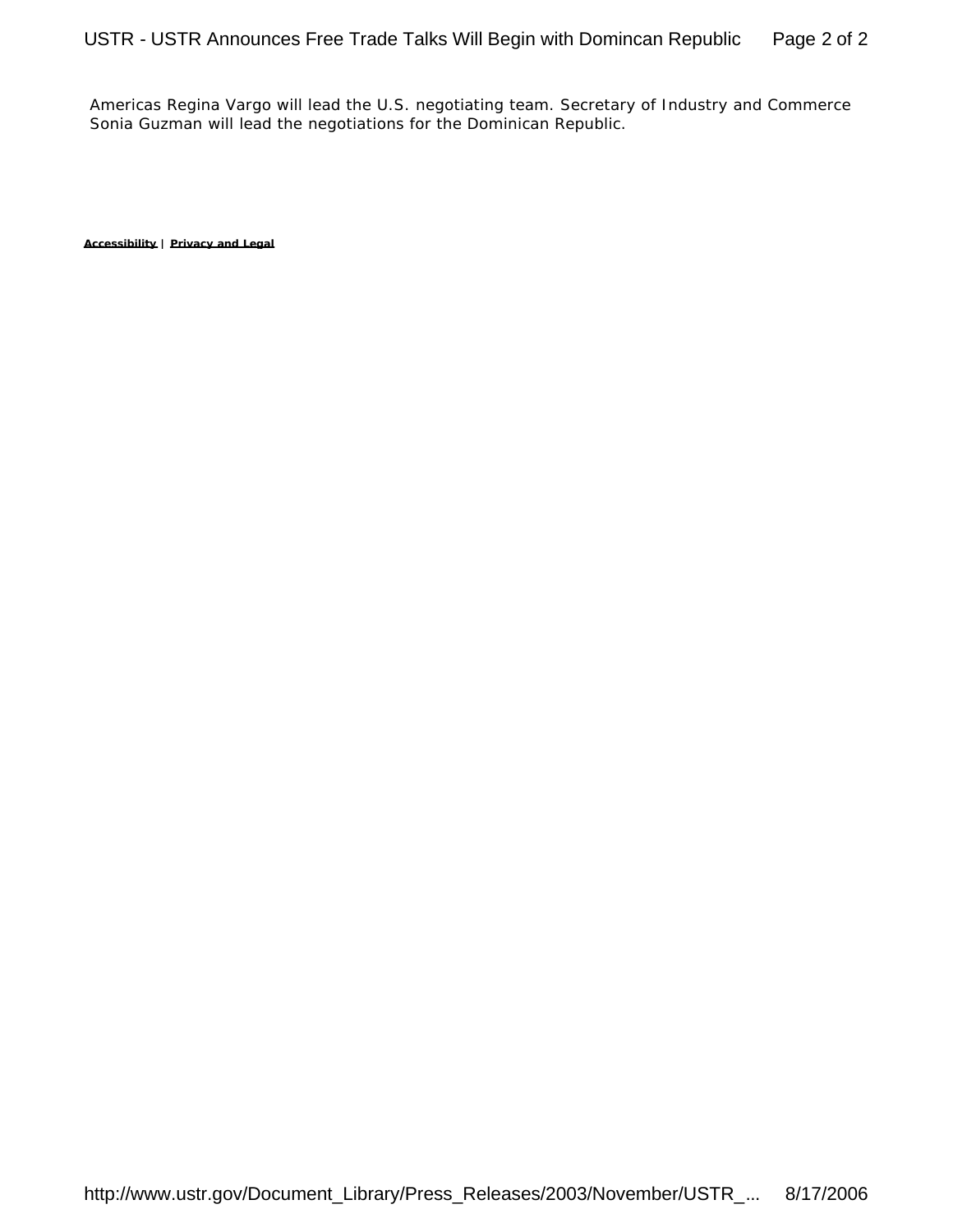Americas Regina Vargo will lead the U.S. negotiating team. Secretary of Industry and Commerce Sonia Guzman will lead the negotiations for the Dominican Republic.

**Accessibility** | **Privacy and Legal**